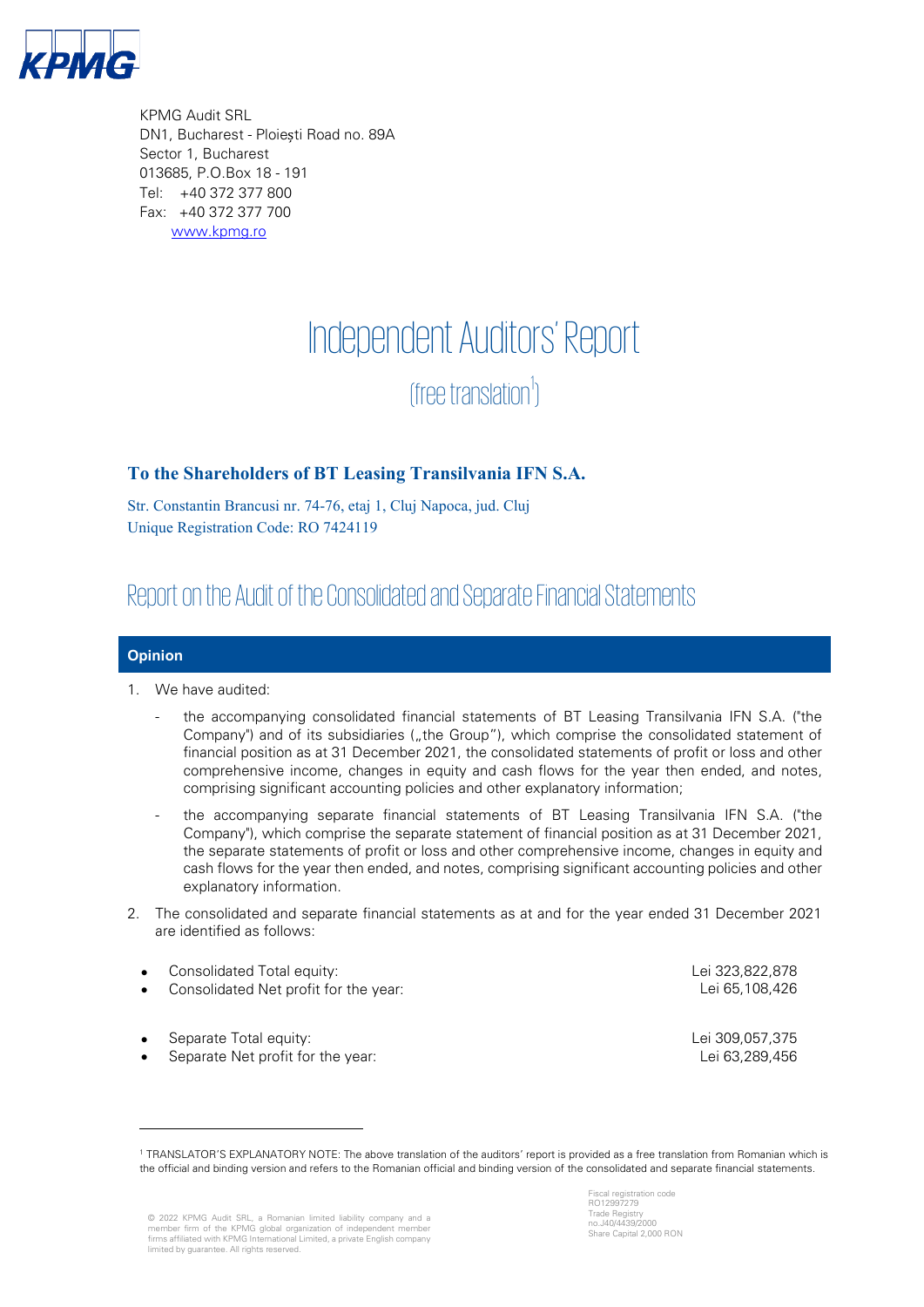KPMG Audit SRL
DN1, Bucharest - Ploiești Road no. 89A
Sector 1, Bucharest
013685, P.O.Box 18 - 191
Tel: +40 372 377 800
Fax: +40 372 377 700
www.kpmg.ro

# Independent Auditors' Report

(free translation[1])

## To the Shareholders of BT Leasing Transilvania IFN S.A.

Str. Constantin Brancusi nr. 74-76, etaj 1, Cluj Napoca, jud. Cluj
Unique Registration Code: RO 7424119

## Report on the Audit of the Consolidated and Separate Financial Statements

### Opinion

1. We have audited:

   - the accompanying consolidated financial statements of BT Leasing Transilvania IFN S.A. ("the Company") and of its subsidiaries („the Group"), which comprise the consolidated statement of financial position as at 31 December 2021, the consolidated statements of profit or loss and other comprehensive income, changes in equity and cash flows for the year then ended, and notes, comprising significant accounting policies and other explanatory information;

   - the accompanying separate financial statements of BT Leasing Transilvania IFN S.A. ("the Company"), which comprise the separate statement of financial position as at 31 December 2021, the separate statements of profit or loss and other comprehensive income, changes in equity and cash flows for the year then ended, and notes, comprising significant accounting policies and other explanatory information.

2. The consolidated and separate financial statements as at and for the year ended 31 December 2021 are identified as follows:

| | |
|---|---|
| • Consolidated Total equity: | Lei 323,822,878 |
| • Consolidated Net profit for the year: | Lei 65,108,426 |
| • Separate Total equity: | Lei 309,057,375 |
| • Separate Net profit for the year: | Lei 63,289,456 |

[1] TRANSLATOR'S EXPLANATORY NOTE: The above translation of the auditors' report is provided as a free translation from Romanian which is the official and binding version and refers to the Romanian official and binding version of the consolidated and separate financial statements.

© 2022 KPMG Audit SRL, a Romanian limited liability company and a member firm of the KPMG global organization of independent member firms affiliated with KPMG International Limited, a private English company limited by guarantee. All rights reserved.

Fiscal registration code RO12997279
Trade Registry no.J40/4439/2000
Share Capital 2,000 RON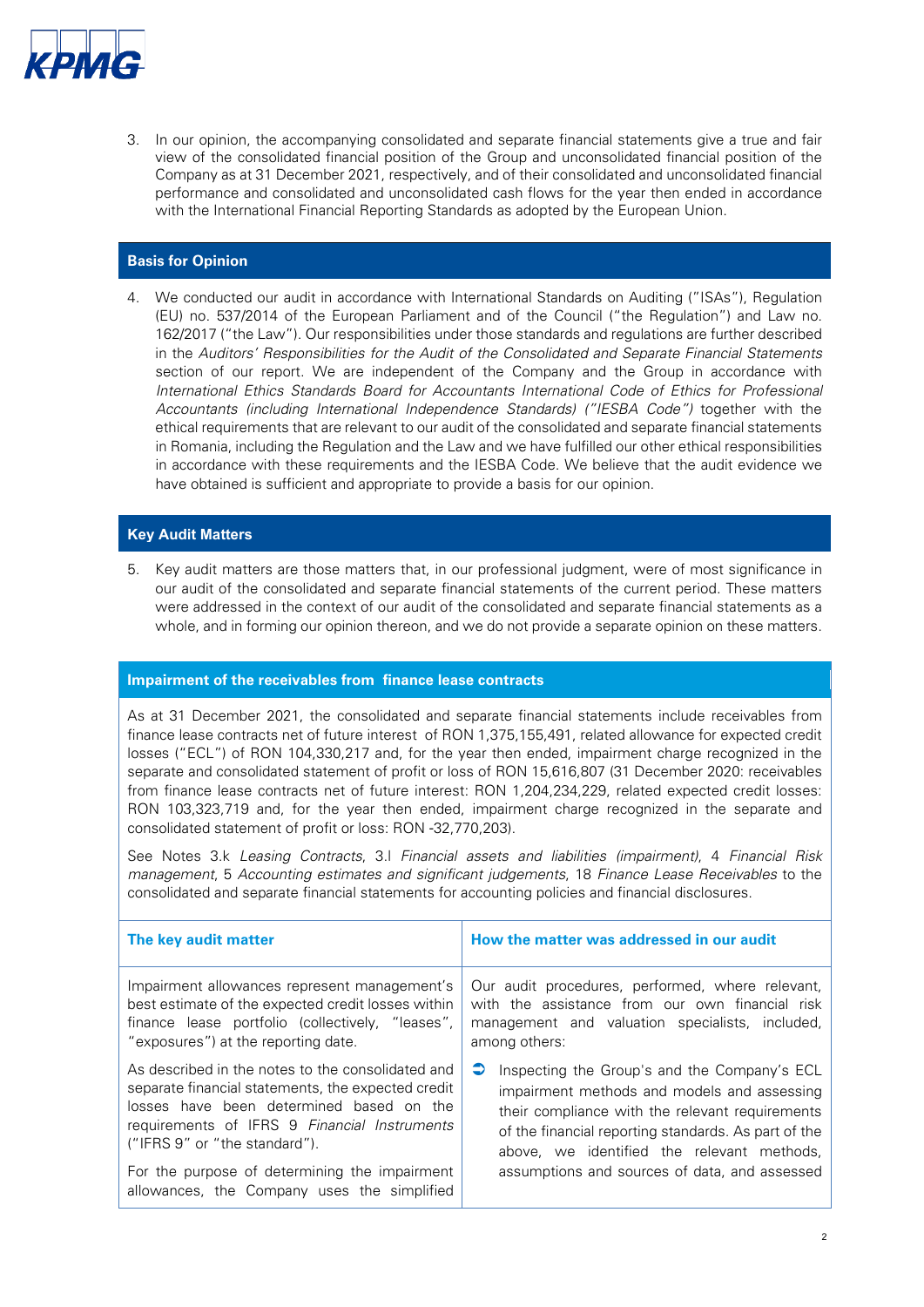3. In our opinion, the accompanying consolidated and separate financial statements give a true and fair view of the consolidated financial position of the Group and unconsolidated financial position of the Company as at 31 December 2021, respectively, and of their consolidated and unconsolidated financial performance and consolidated and unconsolidated cash flows for the year then ended in accordance with the International Financial Reporting Standards as adopted by the European Union.

## Basis for Opinion

4. We conducted our audit in accordance with International Standards on Auditing ("ISAs"), Regulation (EU) no. 537/2014 of the European Parliament and of the Council ("the Regulation") and Law no. 162/2017 ("the Law"). Our responsibilities under those standards and regulations are further described in the *Auditors' Responsibilities for the Audit of the Consolidated and Separate Financial Statements* section of our report. We are independent of the Company and the Group in accordance with *International Ethics Standards Board for Accountants International Code of Ethics for Professional Accountants (including International Independence Standards) ("IESBA Code")* together with the ethical requirements that are relevant to our audit of the consolidated and separate financial statements in Romania, including the Regulation and the Law and we have fulfilled our other ethical responsibilities in accordance with these requirements and the IESBA Code. We believe that the audit evidence we have obtained is sufficient and appropriate to provide a basis for our opinion.

## Key Audit Matters

5. Key audit matters are those matters that, in our professional judgment, were of most significance in our audit of the consolidated and separate financial statements of the current period. These matters were addressed in the context of our audit of the consolidated and separate financial statements as a whole, and in forming our opinion thereon, and we do not provide a separate opinion on these matters.

### Impairment of the receivables from finance lease contracts

As at 31 December 2021, the consolidated and separate financial statements include receivables from finance lease contracts net of future interest of RON 1,375,155,491, related allowance for expected credit losses ("ECL") of RON 104,330,217 and, for the year then ended, impairment charge recognized in the separate and consolidated statement of profit or loss of RON 15,616,807 (31 December 2020: receivables from finance lease contracts net of future interest: RON 1,204,234,229, related expected credit losses: RON 103,323,719 and, for the year then ended, impairment charge recognized in the separate and consolidated statement of profit or loss: RON -32,770,203).

See Notes 3.k *Leasing Contracts*, 3.l *Financial assets and liabilities (impairment)*, 4 *Financial Risk management*, 5 *Accounting estimates and significant judgements*, 18 *Finance Lease Receivables* to the consolidated and separate financial statements for accounting policies and financial disclosures.

| The key audit matter | How the matter was addressed in our audit |
|---|---|
| Impairment allowances represent management's best estimate of the expected credit losses within finance lease portfolio (collectively, "leases", "exposures") at the reporting date.<br><br>As described in the notes to the consolidated and separate financial statements, the expected credit losses have been determined based on the requirements of IFRS 9 *Financial Instruments* ("IFRS 9" or "the standard").<br><br>For the purpose of determining the impairment allowances, the Company uses the simplified | Our audit procedures, performed, where relevant, with the assistance from our own financial risk management and valuation specialists, included, among others:<br><br>➲ Inspecting the Group's and the Company's ECL impairment methods and models and assessing their compliance with the relevant requirements of the financial reporting standards. As part of the above, we identified the relevant methods, assumptions and sources of data, and assessed |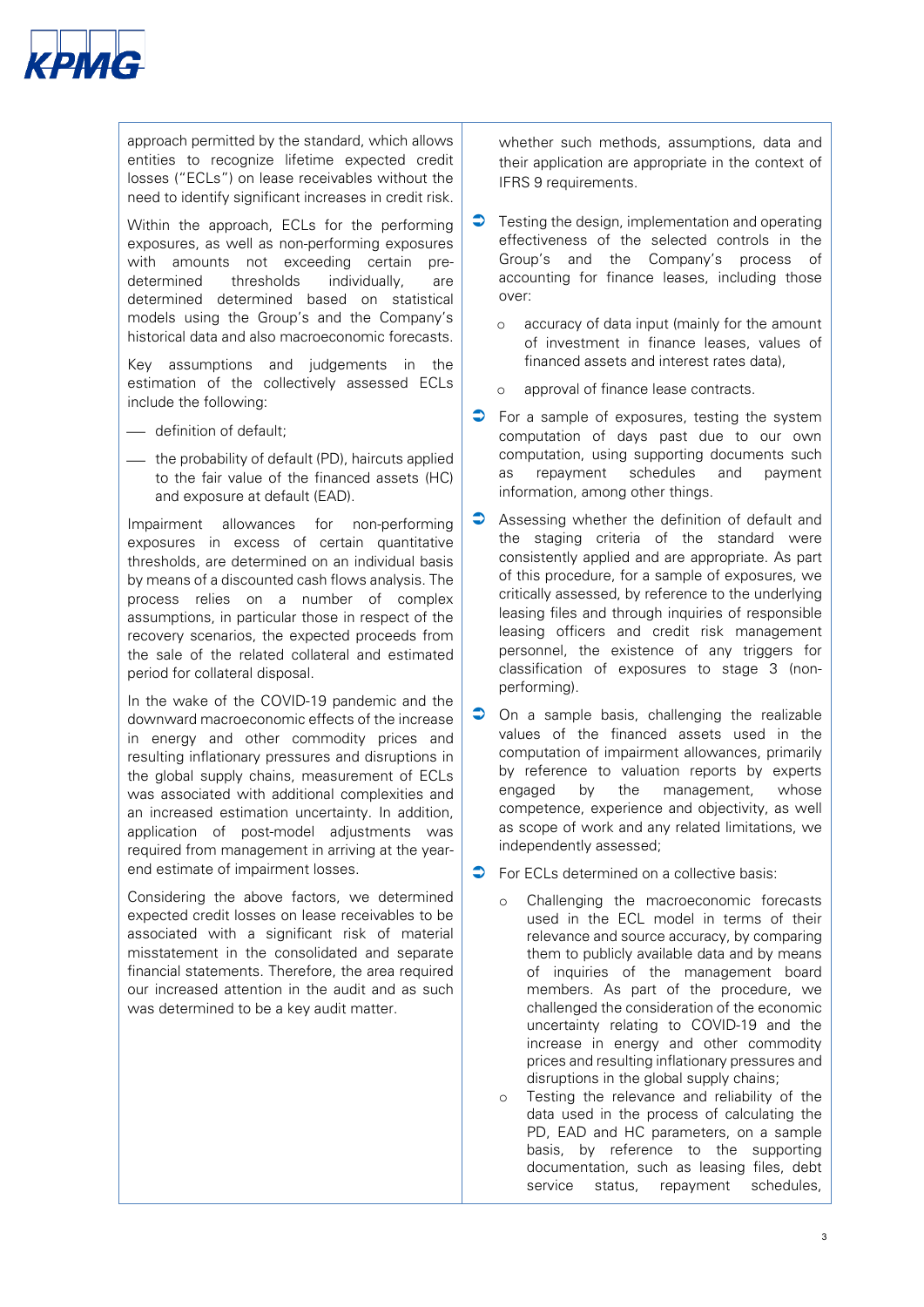approach permitted by the standard, which allows entities to recognize lifetime expected credit losses ("ECLs") on lease receivables without the need to identify significant increases in credit risk.

Within the approach, ECLs for the performing exposures, as well as non-performing exposures with amounts not exceeding certain pre-determined thresholds individually, are determined determined based on statistical models using the Group's and the Company's historical data and also macroeconomic forecasts.

Key assumptions and judgements in the estimation of the collectively assessed ECLs include the following:

- definition of default;
- the probability of default (PD), haircuts applied to the fair value of the financed assets (HC) and exposure at default (EAD).

Impairment allowances for non-performing exposures in excess of certain quantitative thresholds, are determined on an individual basis by means of a discounted cash flows analysis. The process relies on a number of complex assumptions, in particular those in respect of the recovery scenarios, the expected proceeds from the sale of the related collateral and estimated period for collateral disposal.

In the wake of the COVID-19 pandemic and the downward macroeconomic effects of the increase in energy and other commodity prices and resulting inflationary pressures and disruptions in the global supply chains, measurement of ECLs was associated with additional complexities and an increased estimation uncertainty. In addition, application of post-model adjustments was required from management in arriving at the year-end estimate of impairment losses.

Considering the above factors, we determined expected credit losses on lease receivables to be associated with a significant risk of material misstatement in the consolidated and separate financial statements. Therefore, the area required our increased attention in the audit and as such was determined to be a key audit matter.

whether such methods, assumptions, data and their application are appropriate in the context of IFRS 9 requirements.

- Testing the design, implementation and operating effectiveness of the selected controls in the Group's and the Company's process of accounting for finance leases, including those over:
  - accuracy of data input (mainly for the amount of investment in finance leases, values of financed assets and interest rates data),
  - approval of finance lease contracts.
- For a sample of exposures, testing the system computation of days past due to our own computation, using supporting documents such as repayment schedules and payment information, among other things.
- Assessing whether the definition of default and the staging criteria of the standard were consistently applied and are appropriate. As part of this procedure, for a sample of exposures, we critically assessed, by reference to the underlying leasing files and through inquiries of responsible leasing officers and credit risk management personnel, the existence of any triggers for classification of exposures to stage 3 (non-performing).
- On a sample basis, challenging the realizable values of the financed assets used in the computation of impairment allowances, primarily by reference to valuation reports by experts engaged by the management, whose competence, experience and objectivity, as well as scope of work and any related limitations, we independently assessed;
- For ECLs determined on a collective basis:
  - Challenging the macroeconomic forecasts used in the ECL model in terms of their relevance and source accuracy, by comparing them to publicly available data and by means of inquiries of the management board members. As part of the procedure, we challenged the consideration of the economic uncertainty relating to COVID-19 and the increase in energy and other commodity prices and resulting inflationary pressures and disruptions in the global supply chains;
  - Testing the relevance and reliability of the data used in the process of calculating the PD, EAD and HC parameters, on a sample basis, by reference to the supporting documentation, such as leasing files, debt service status, repayment schedules,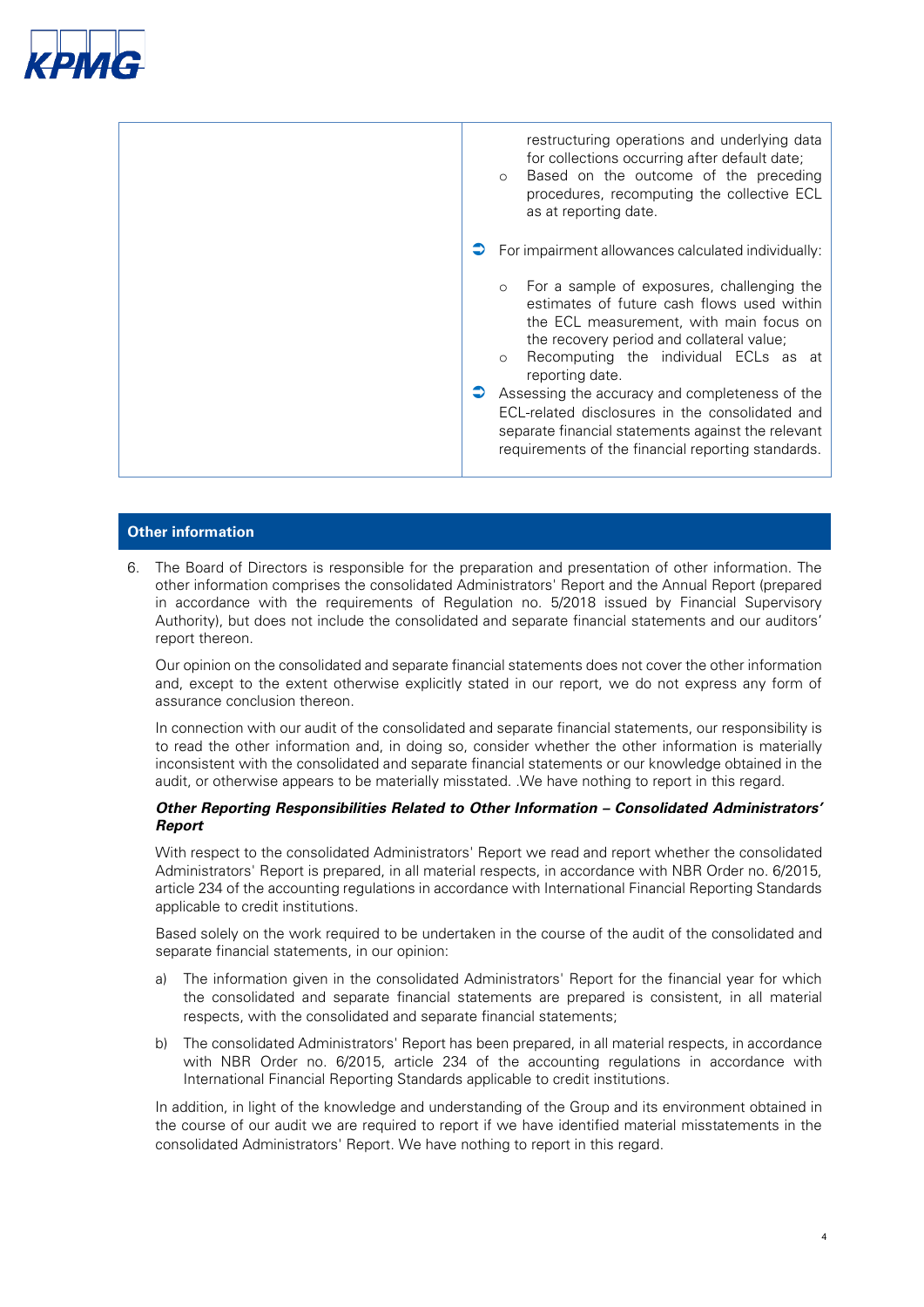| | |
|---|---|
| | restructuring operations and underlying data for collections occurring after default date;<br>o Based on the outcome of the preceding procedures, recomputing the collective ECL as at reporting date.<br><br>➲ For impairment allowances calculated individually:<br><br>o For a sample of exposures, challenging the estimates of future cash flows used within the ECL measurement, with main focus on the recovery period and collateral value;<br>o Recomputing the individual ECLs as at reporting date.<br>➲ Assessing the accuracy and completeness of the ECL-related disclosures in the consolidated and separate financial statements against the relevant requirements of the financial reporting standards. |

## Other information

6. The Board of Directors is responsible for the preparation and presentation of other information. The other information comprises the consolidated Administrators' Report and the Annual Report (prepared in accordance with the requirements of Regulation no. 5/2018 issued by Financial Supervisory Authority), but does not include the consolidated and separate financial statements and our auditors' report thereon.

   Our opinion on the consolidated and separate financial statements does not cover the other information and, except to the extent otherwise explicitly stated in our report, we do not express any form of assurance conclusion thereon.

   In connection with our audit of the consolidated and separate financial statements, our responsibility is to read the other information and, in doing so, consider whether the other information is materially inconsistent with the consolidated and separate financial statements or our knowledge obtained in the audit, or otherwise appears to be materially misstated. .We have nothing to report in this regard.

   ***Other Reporting Responsibilities Related to Other Information – Consolidated Administrators' Report***

   With respect to the consolidated Administrators' Report we read and report whether the consolidated Administrators' Report is prepared, in all material respects, in accordance with NBR Order no. 6/2015, article 234 of the accounting regulations in accordance with International Financial Reporting Standards applicable to credit institutions.

   Based solely on the work required to be undertaken in the course of the audit of the consolidated and separate financial statements, in our opinion:

   a) The information given in the consolidated Administrators' Report for the financial year for which the consolidated and separate financial statements are prepared is consistent, in all material respects, with the consolidated and separate financial statements;

   b) The consolidated Administrators' Report has been prepared, in all material respects, in accordance with NBR Order no. 6/2015, article 234 of the accounting regulations in accordance with International Financial Reporting Standards applicable to credit institutions.

   In addition, in light of the knowledge and understanding of the Group and its environment obtained in the course of our audit we are required to report if we have identified material misstatements in the consolidated Administrators' Report. We have nothing to report in this regard.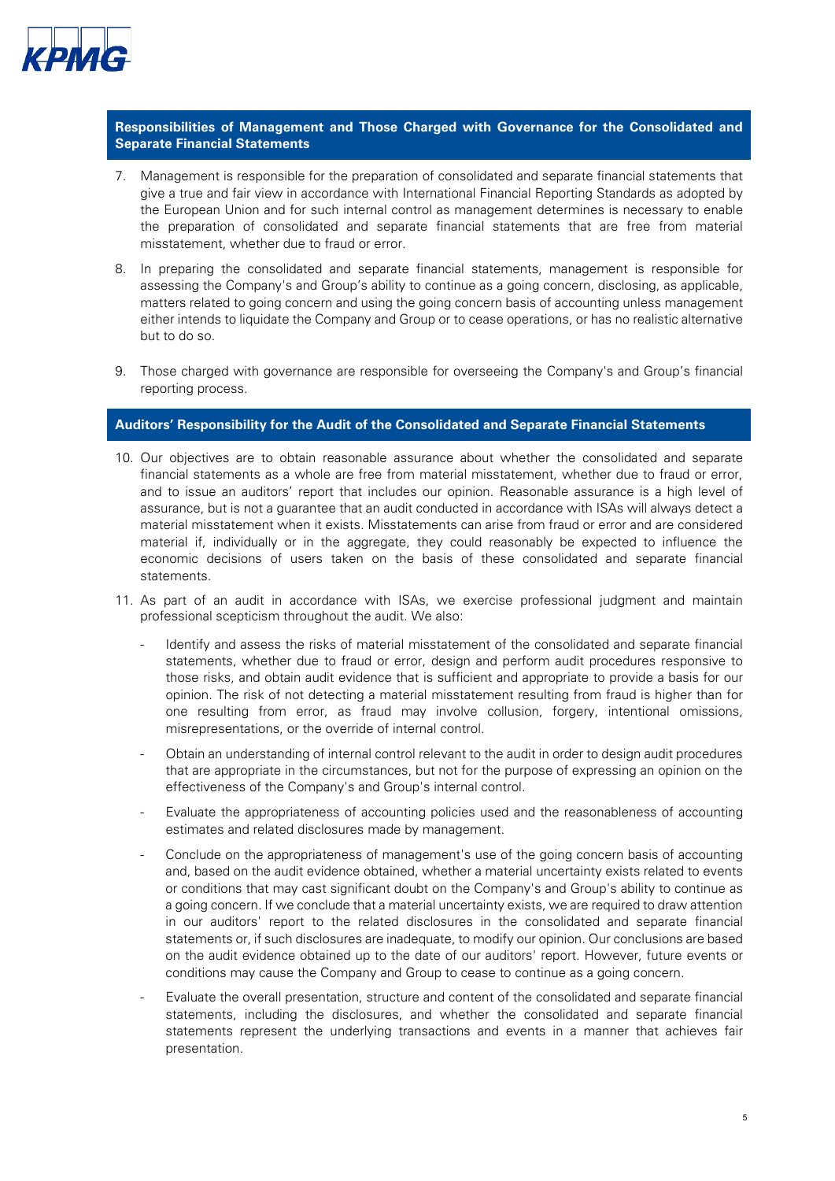## Responsibilities of Management and Those Charged with Governance for the Consolidated and Separate Financial Statements

7. Management is responsible for the preparation of consolidated and separate financial statements that give a true and fair view in accordance with International Financial Reporting Standards as adopted by the European Union and for such internal control as management determines is necessary to enable the preparation of consolidated and separate financial statements that are free from material misstatement, whether due to fraud or error.

8. In preparing the consolidated and separate financial statements, management is responsible for assessing the Company's and Group's ability to continue as a going concern, disclosing, as applicable, matters related to going concern and using the going concern basis of accounting unless management either intends to liquidate the Company and Group or to cease operations, or has no realistic alternative but to do so.

9. Those charged with governance are responsible for overseeing the Company's and Group's financial reporting process.

## Auditors' Responsibility for the Audit of the Consolidated and Separate Financial Statements

10. Our objectives are to obtain reasonable assurance about whether the consolidated and separate financial statements as a whole are free from material misstatement, whether due to fraud or error, and to issue an auditors' report that includes our opinion. Reasonable assurance is a high level of assurance, but is not a guarantee that an audit conducted in accordance with ISAs will always detect a material misstatement when it exists. Misstatements can arise from fraud or error and are considered material if, individually or in the aggregate, they could reasonably be expected to influence the economic decisions of users taken on the basis of these consolidated and separate financial statements.

11. As part of an audit in accordance with ISAs, we exercise professional judgment and maintain professional scepticism throughout the audit. We also:

    - Identify and assess the risks of material misstatement of the consolidated and separate financial statements, whether due to fraud or error, design and perform audit procedures responsive to those risks, and obtain audit evidence that is sufficient and appropriate to provide a basis for our opinion. The risk of not detecting a material misstatement resulting from fraud is higher than for one resulting from error, as fraud may involve collusion, forgery, intentional omissions, misrepresentations, or the override of internal control.

    - Obtain an understanding of internal control relevant to the audit in order to design audit procedures that are appropriate in the circumstances, but not for the purpose of expressing an opinion on the effectiveness of the Company's and Group's internal control.

    - Evaluate the appropriateness of accounting policies used and the reasonableness of accounting estimates and related disclosures made by management.

    - Conclude on the appropriateness of management's use of the going concern basis of accounting and, based on the audit evidence obtained, whether a material uncertainty exists related to events or conditions that may cast significant doubt on the Company's and Group's ability to continue as a going concern. If we conclude that a material uncertainty exists, we are required to draw attention in our auditors' report to the related disclosures in the consolidated and separate financial statements or, if such disclosures are inadequate, to modify our opinion. Our conclusions are based on the audit evidence obtained up to the date of our auditors' report. However, future events or conditions may cause the Company and Group to cease to continue as a going concern.

    - Evaluate the overall presentation, structure and content of the consolidated and separate financial statements, including the disclosures, and whether the consolidated and separate financial statements represent the underlying transactions and events in a manner that achieves fair presentation.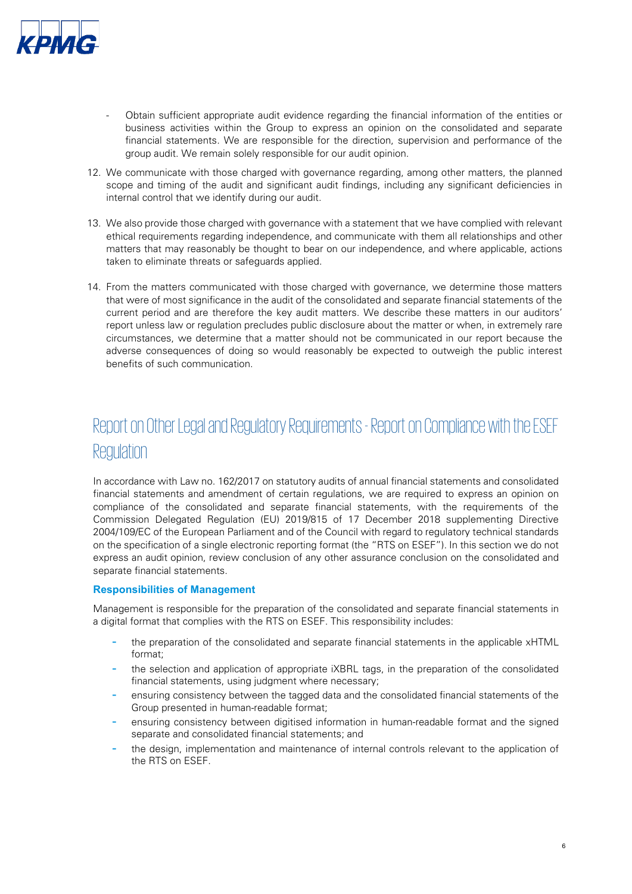- Obtain sufficient appropriate audit evidence regarding the financial information of the entities or business activities within the Group to express an opinion on the consolidated and separate financial statements. We are responsible for the direction, supervision and performance of the group audit. We remain solely responsible for our audit opinion.

12. We communicate with those charged with governance regarding, among other matters, the planned scope and timing of the audit and significant audit findings, including any significant deficiencies in internal control that we identify during our audit.

13. We also provide those charged with governance with a statement that we have complied with relevant ethical requirements regarding independence, and communicate with them all relationships and other matters that may reasonably be thought to bear on our independence, and where applicable, actions taken to eliminate threats or safeguards applied.

14. From the matters communicated with those charged with governance, we determine those matters that were of most significance in the audit of the consolidated and separate financial statements of the current period and are therefore the key audit matters. We describe these matters in our auditors' report unless law or regulation precludes public disclosure about the matter or when, in extremely rare circumstances, we determine that a matter should not be communicated in our report because the adverse consequences of doing so would reasonably be expected to outweigh the public interest benefits of such communication.

## Report on Other Legal and Regulatory Requirements - Report on Compliance with the ESEF Regulation

In accordance with Law no. 162/2017 on statutory audits of annual financial statements and consolidated financial statements and amendment of certain regulations, we are required to express an opinion on compliance of the consolidated and separate financial statements, with the requirements of the Commission Delegated Regulation (EU) 2019/815 of 17 December 2018 supplementing Directive 2004/109/EC of the European Parliament and of the Council with regard to regulatory technical standards on the specification of a single electronic reporting format (the "RTS on ESEF"). In this section we do not express an audit opinion, review conclusion of any other assurance conclusion on the consolidated and separate financial statements.

### Responsibilities of Management

Management is responsible for the preparation of the consolidated and separate financial statements in a digital format that complies with the RTS on ESEF. This responsibility includes:

- the preparation of the consolidated and separate financial statements in the applicable xHTML format;
- the selection and application of appropriate iXBRL tags, in the preparation of the consolidated financial statements, using judgment where necessary;
- ensuring consistency between the tagged data and the consolidated financial statements of the Group presented in human-readable format;
- ensuring consistency between digitised information in human-readable format and the signed separate and consolidated financial statements; and
- the design, implementation and maintenance of internal controls relevant to the application of the RTS on ESEF.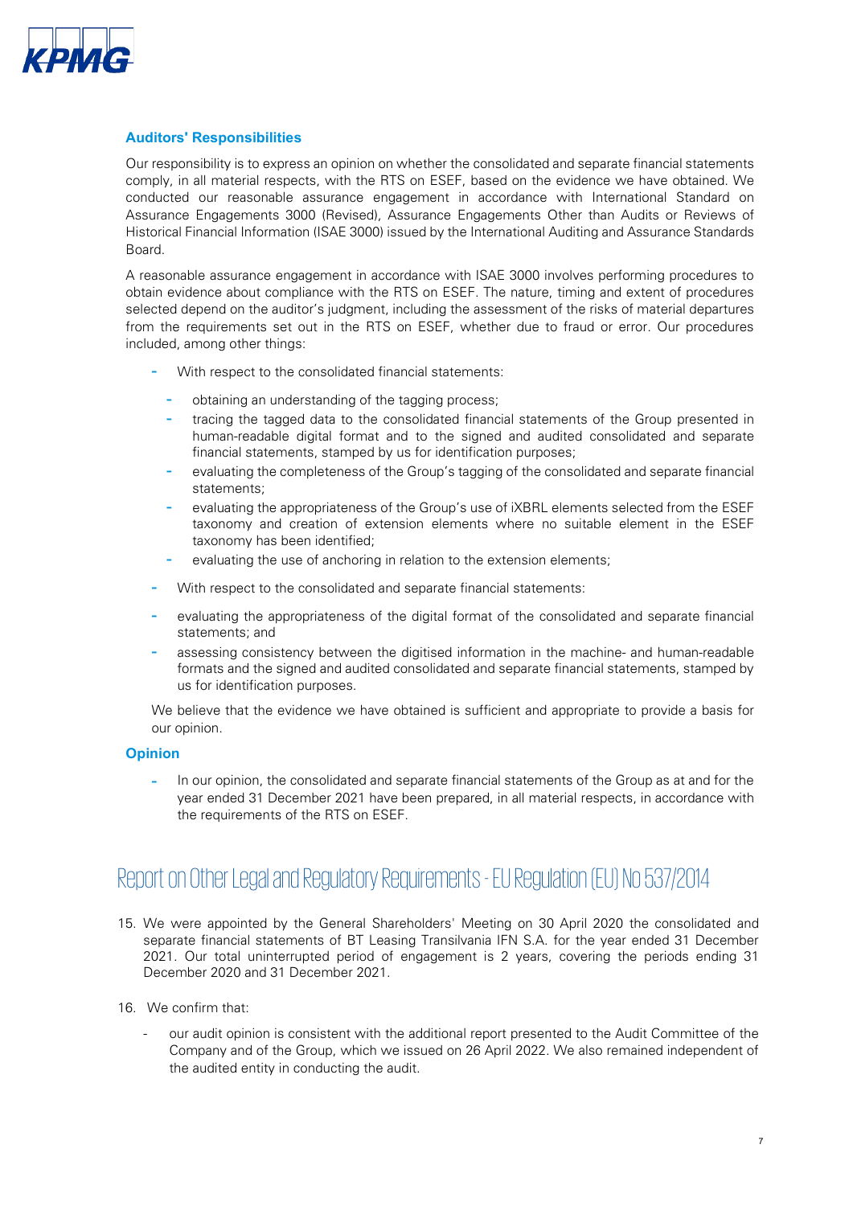### Auditors' Responsibilities

Our responsibility is to express an opinion on whether the consolidated and separate financial statements comply, in all material respects, with the RTS on ESEF, based on the evidence we have obtained. We conducted our reasonable assurance engagement in accordance with International Standard on Assurance Engagements 3000 (Revised), Assurance Engagements Other than Audits or Reviews of Historical Financial Information (ISAE 3000) issued by the International Auditing and Assurance Standards Board.

A reasonable assurance engagement in accordance with ISAE 3000 involves performing procedures to obtain evidence about compliance with the RTS on ESEF. The nature, timing and extent of procedures selected depend on the auditor's judgment, including the assessment of the risks of material departures from the requirements set out in the RTS on ESEF, whether due to fraud or error. Our procedures included, among other things:

- With respect to the consolidated financial statements:
  - obtaining an understanding of the tagging process;
  - tracing the tagged data to the consolidated financial statements of the Group presented in human-readable digital format and to the signed and audited consolidated and separate financial statements, stamped by us for identification purposes;
  - evaluating the completeness of the Group's tagging of the consolidated and separate financial statements;
  - evaluating the appropriateness of the Group's use of iXBRL elements selected from the ESEF taxonomy and creation of extension elements where no suitable element in the ESEF taxonomy has been identified;
  - evaluating the use of anchoring in relation to the extension elements;
- With respect to the consolidated and separate financial statements:
- evaluating the appropriateness of the digital format of the consolidated and separate financial statements; and
- assessing consistency between the digitised information in the machine- and human-readable formats and the signed and audited consolidated and separate financial statements, stamped by us for identification purposes.

We believe that the evidence we have obtained is sufficient and appropriate to provide a basis for our opinion.

### Opinion

- In our opinion, the consolidated and separate financial statements of the Group as at and for the year ended 31 December 2021 have been prepared, in all material respects, in accordance with the requirements of the RTS on ESEF.

## Report on Other Legal and Regulatory Requirements - EU Regulation (EU) No 537/2014

15. We were appointed by the General Shareholders' Meeting on 30 April 2020 the consolidated and separate financial statements of BT Leasing Transilvania IFN S.A. for the year ended 31 December 2021. Our total uninterrupted period of engagement is 2 years, covering the periods ending 31 December 2020 and 31 December 2021.

16. We confirm that:

    - our audit opinion is consistent with the additional report presented to the Audit Committee of the Company and of the Group, which we issued on 26 April 2022. We also remained independent of the audited entity in conducting the audit.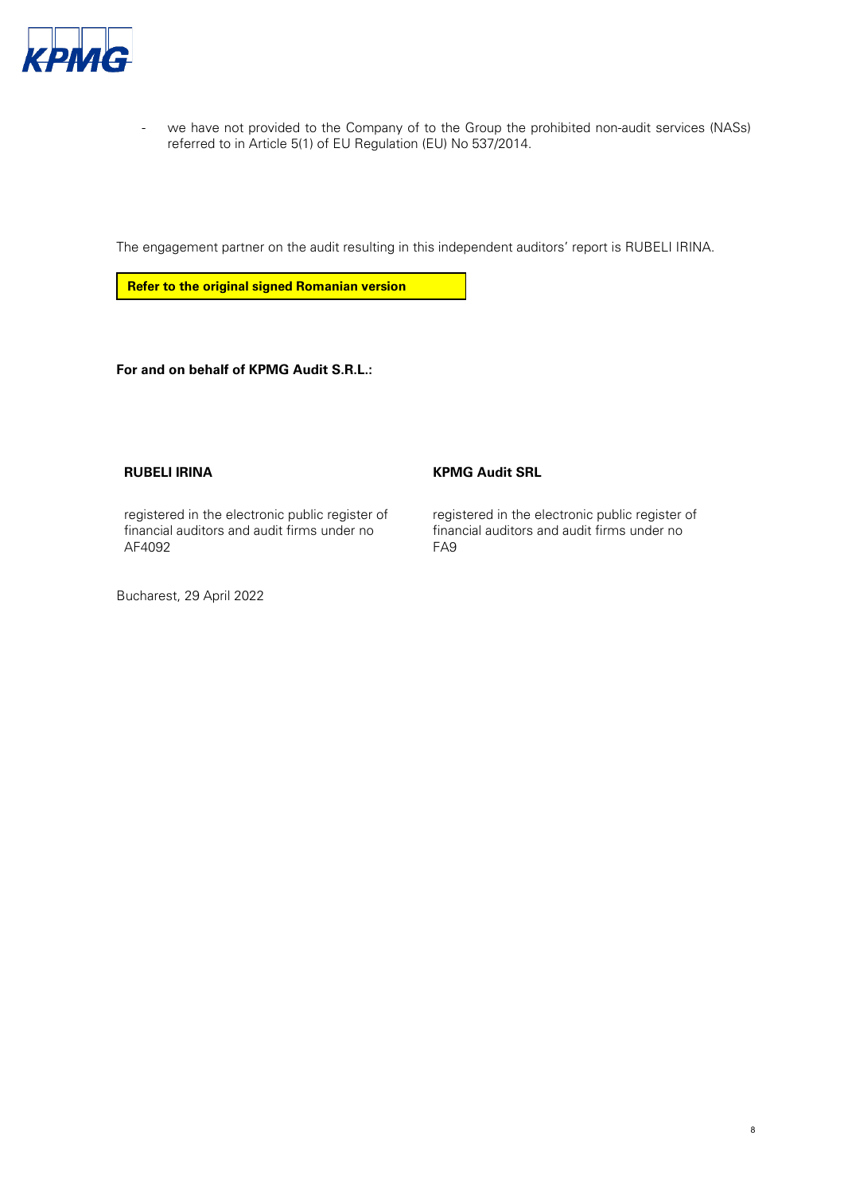- we have not provided to the Company of to the Group the prohibited non-audit services (NASs) referred to in Article 5(1) of EU Regulation (EU) No 537/2014.

The engagement partner on the audit resulting in this independent auditors' report is RUBELI IRINA.

**Refer to the original signed Romanian version**

**For and on behalf of KPMG Audit S.R.L.:**

**RUBELI IRINA**

registered in the electronic public register of financial auditors and audit firms under no AF4092

**KPMG Audit SRL**

registered in the electronic public register of financial auditors and audit firms under no FA9

Bucharest, 29 April 2022